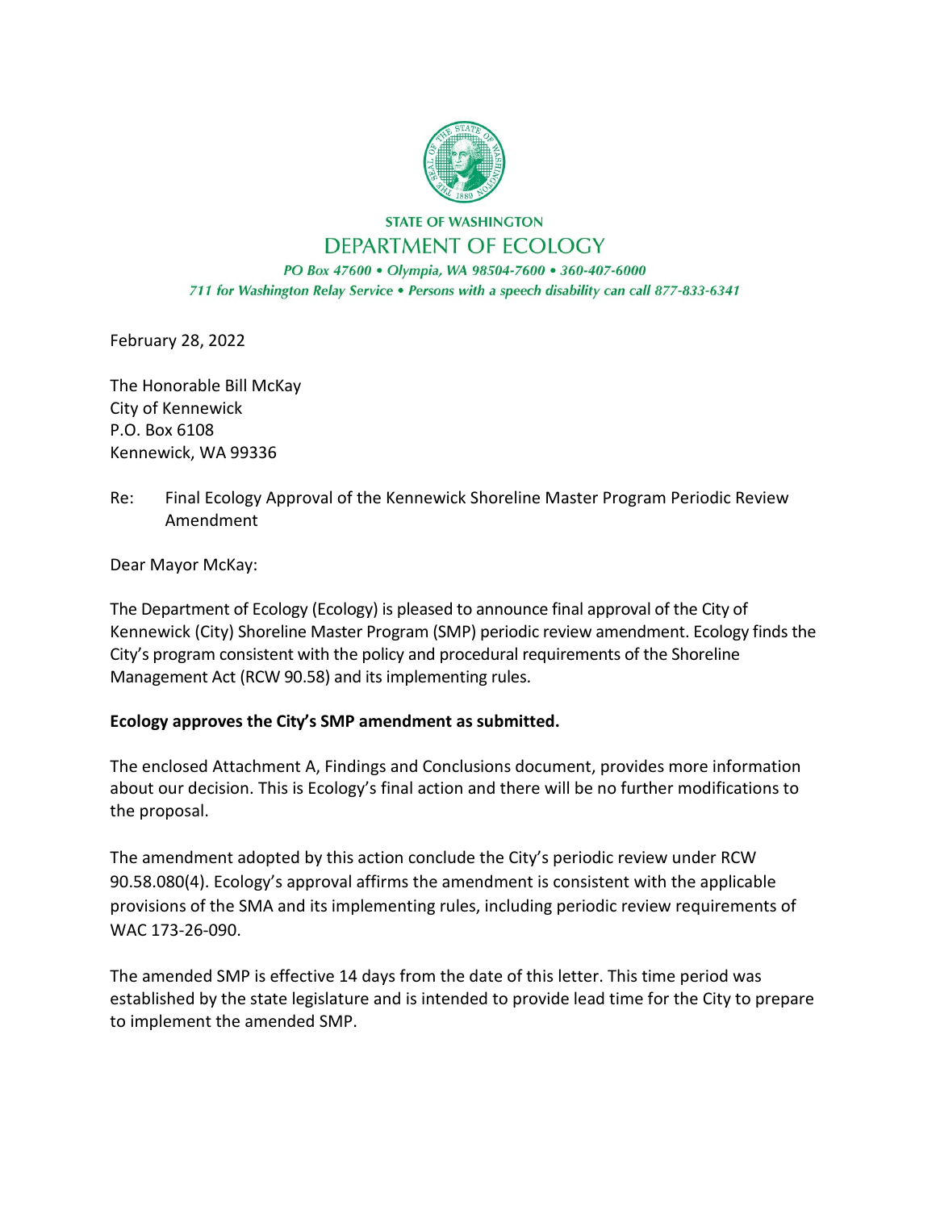STATE OF WASHINGTON

DEPARTMENT OF ECOLOGY

*PO Box 47600 • Olympia, WA 98504-7600 • 360-407-6000*

*711 for Washington Relay Service • Persons with a speech disability can call 877-833-6341*

February 28, 2022

The Honorable Bill McKay
City of Kennewick
P.O. Box 6108
Kennewick, WA 99336

Re: Final Ecology Approval of the Kennewick Shoreline Master Program Periodic Review Amendment

Dear Mayor McKay:

The Department of Ecology (Ecology) is pleased to announce final approval of the City of Kennewick (City) Shoreline Master Program (SMP) periodic review amendment. Ecology finds the City's program consistent with the policy and procedural requirements of the Shoreline Management Act (RCW 90.58) and its implementing rules.

**Ecology approves the City's SMP amendment as submitted.**

The enclosed Attachment A, Findings and Conclusions document, provides more information about our decision. This is Ecology's final action and there will be no further modifications to the proposal.

The amendment adopted by this action conclude the City's periodic review under RCW 90.58.080(4). Ecology's approval affirms the amendment is consistent with the applicable provisions of the SMA and its implementing rules, including periodic review requirements of WAC 173-26-090.

The amended SMP is effective 14 days from the date of this letter. This time period was established by the state legislature and is intended to provide lead time for the City to prepare to implement the amended SMP.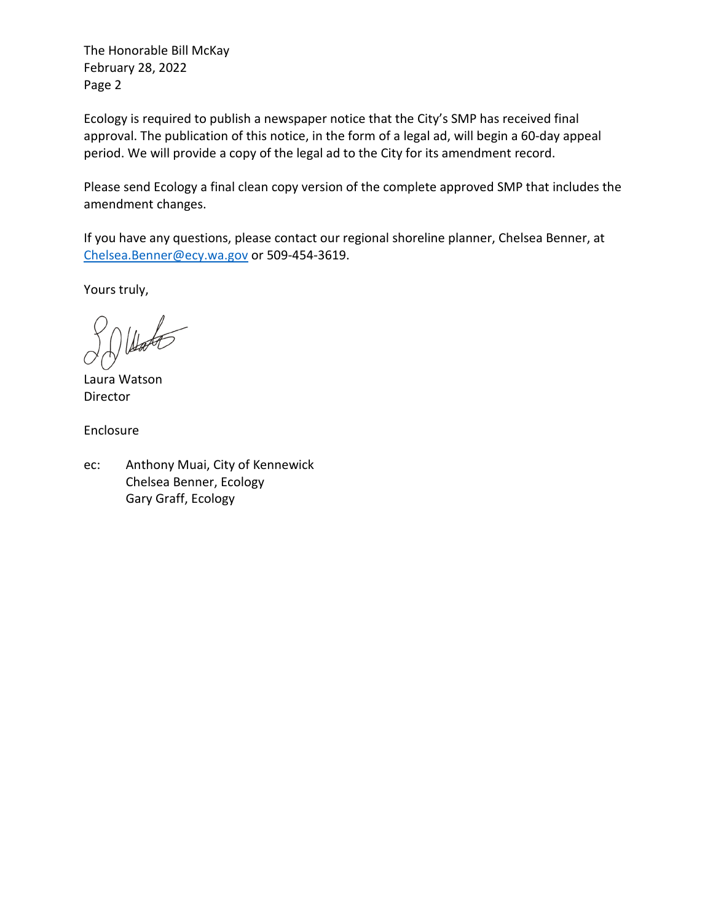Ecology is required to publish a newspaper notice that the City's SMP has received final approval. The publication of this notice, in the form of a legal ad, will begin a 60-day appeal period. We will provide a copy of the legal ad to the City for its amendment record.

Please send Ecology a final clean copy version of the complete approved SMP that includes the amendment changes.

If you have any questions, please contact our regional shoreline planner, Chelsea Benner, at Chelsea.Benner@ecy.wa.gov or 509-454-3619.

Yours truly,

Laura Watson
Director

Enclosure

ec: Anthony Muai, City of Kennewick
Chelsea Benner, Ecology
Gary Graff, Ecology